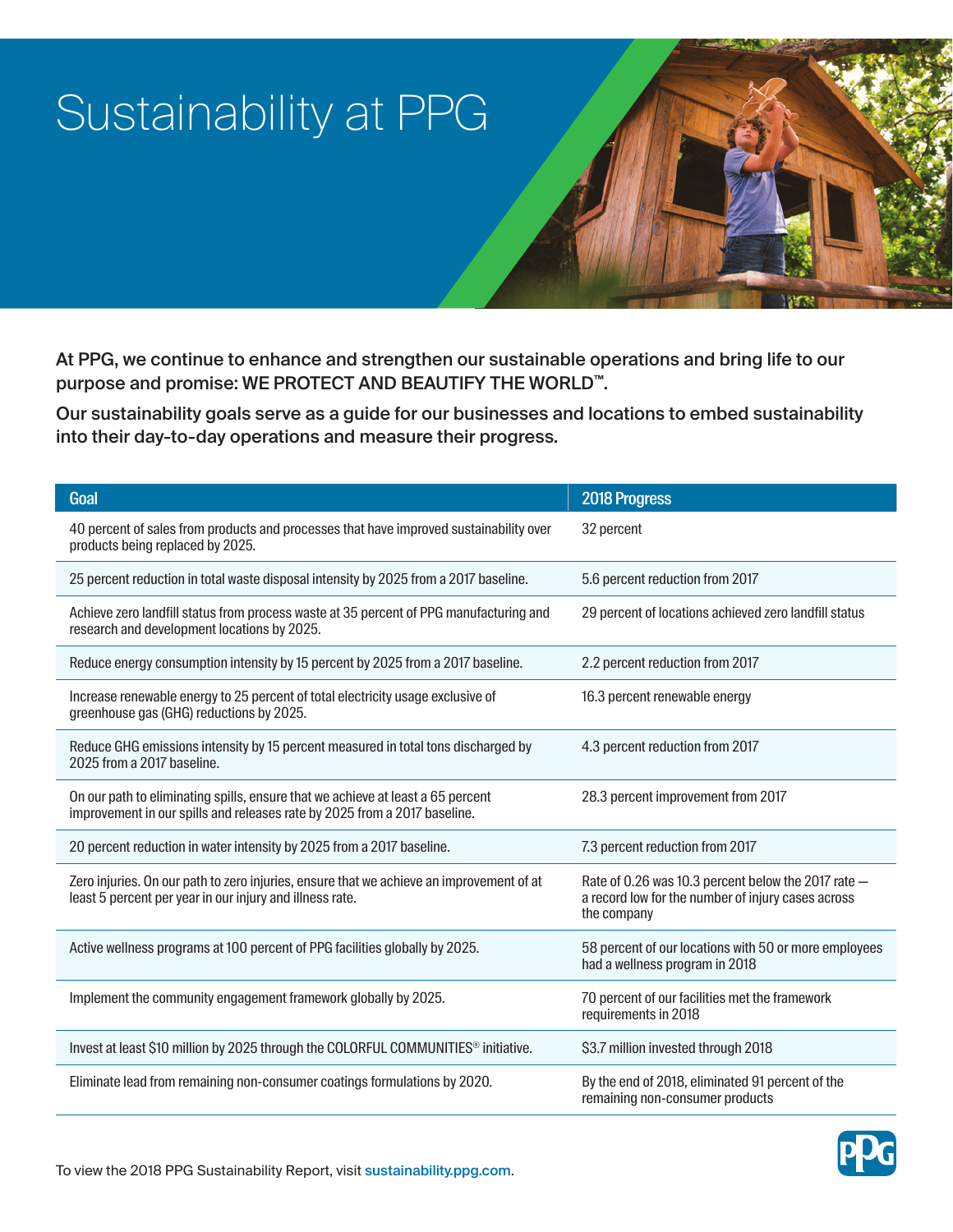# Sustainability at PPG

**At PPG, we continue to enhance and strengthen our sustainable operations and bring life to our purpose and promise: WE PROTECT AND BEAUTIFY THE WORLD™.**

**Our sustainability goals serve as a guide for our businesses and locations to embed sustainability into their day-to-day operations and measure their progress.**

| Goal | 2018 Progress |
| --- | --- |
| 40 percent of sales from products and processes that have improved sustainability over products being replaced by 2025. | 32 percent |
| 25 percent reduction in total waste disposal intensity by 2025 from a 2017 baseline. | 5.6 percent reduction from 2017 |
| Achieve zero landfill status from process waste at 35 percent of PPG manufacturing and research and development locations by 2025. | 29 percent of locations achieved zero landfill status |
| Reduce energy consumption intensity by 15 percent by 2025 from a 2017 baseline. | 2.2 percent reduction from 2017 |
| Increase renewable energy to 25 percent of total electricity usage exclusive of greenhouse gas (GHG) reductions by 2025. | 16.3 percent renewable energy |
| Reduce GHG emissions intensity by 15 percent measured in total tons discharged by 2025 from a 2017 baseline. | 4.3 percent reduction from 2017 |
| On our path to eliminating spills, ensure that we achieve at least a 65 percent improvement in our spills and releases rate by 2025 from a 2017 baseline. | 28.3 percent improvement from 2017 |
| 20 percent reduction in water intensity by 2025 from a 2017 baseline. | 7.3 percent reduction from 2017 |
| Zero injuries. On our path to zero injuries, ensure that we achieve an improvement of at least 5 percent per year in our injury and illness rate. | Rate of 0.26 was 10.3 percent below the 2017 rate — a record low for the number of injury cases across the company |
| Active wellness programs at 100 percent of PPG facilities globally by 2025. | 58 percent of our locations with 50 or more employees had a wellness program in 2018 |
| Implement the community engagement framework globally by 2025. | 70 percent of our facilities met the framework requirements in 2018 |
| Invest at least $10 million by 2025 through the COLORFUL COMMUNITIES® initiative. | $3.7 million invested through 2018 |
| Eliminate lead from remaining non-consumer coatings formulations by 2020. | By the end of 2018, eliminated 91 percent of the remaining non-consumer products |

To view the 2018 PPG Sustainability Report, visit sustainability.ppg.com.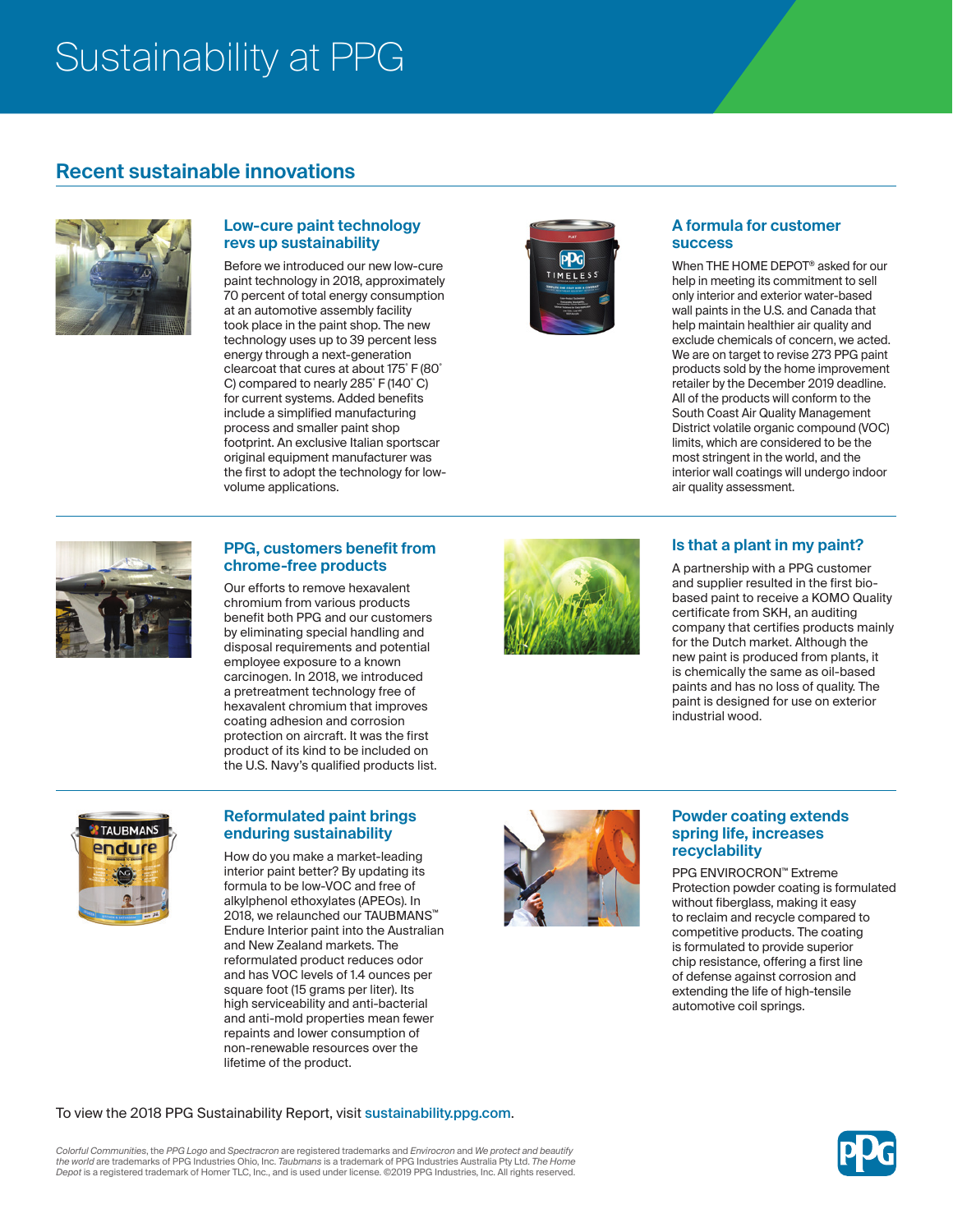# Sustainability at PPG

## Recent sustainable innovations

### Low-cure paint technology revs up sustainability

Before we introduced our new low-cure paint technology in 2018, approximately 70 percent of total energy consumption at an automotive assembly facility took place in the paint shop. The new technology uses up to 39 percent less energy through a next-generation clearcoat that cures at about 175° F (80° C) compared to nearly 285° F (140° C) for current systems. Added benefits include a simplified manufacturing process and smaller paint shop footprint. An exclusive Italian sportscar original equipment manufacturer was the first to adopt the technology for low-volume applications.

### A formula for customer success

When THE HOME DEPOT® asked for our help in meeting its commitment to sell only interior and exterior water-based wall paints in the U.S. and Canada that help maintain healthier air quality and exclude chemicals of concern, we acted. We are on target to revise 273 PPG paint products sold by the home improvement retailer by the December 2019 deadline. All of the products will conform to the South Coast Air Quality Management District volatile organic compound (VOC) limits, which are considered to be the most stringent in the world, and the interior wall coatings will undergo indoor air quality assessment.

### PPG, customers benefit from chrome-free products

Our efforts to remove hexavalent chromium from various products benefit both PPG and our customers by eliminating special handling and disposal requirements and potential employee exposure to a known carcinogen. In 2018, we introduced a pretreatment technology free of hexavalent chromium that improves coating adhesion and corrosion protection on aircraft. It was the first product of its kind to be included on the U.S. Navy's qualified products list.

### Is that a plant in my paint?

A partnership with a PPG customer and supplier resulted in the first bio-based paint to receive a KOMO Quality certificate from SKH, an auditing company that certifies products mainly for the Dutch market. Although the new paint is produced from plants, it is chemically the same as oil-based paints and has no loss of quality. The paint is designed for use on exterior industrial wood.

### Reformulated paint brings enduring sustainability

How do you make a market-leading interior paint better? By updating its formula to be low-VOC and free of alkylphenol ethoxylates (APEOs). In 2018, we relaunched our TAUBMANS™ Endure Interior paint into the Australian and New Zealand markets. The reformulated product reduces odor and has VOC levels of 1.4 ounces per square foot (15 grams per liter). Its high serviceability and anti-bacterial and anti-mold properties mean fewer repaints and lower consumption of non-renewable resources over the lifetime of the product.

### Powder coating extends spring life, increases recyclability

PPG ENVIROCRON™ Extreme Protection powder coating is formulated without fiberglass, making it easy to reclaim and recycle compared to competitive products. The coating is formulated to provide superior chip resistance, offering a first line of defense against corrosion and extending the life of high-tensile automotive coil springs.

To view the 2018 PPG Sustainability Report, visit sustainability.ppg.com.

*Colorful Communities*, the *PPG Logo* and *Spectracron* are registered trademarks and *Envirocron* and *We protect and beautify the world* are trademarks of PPG Industries Ohio, Inc. *Taubmans* is a trademark of PPG Industries Australia Pty Ltd. *The Home Depot* is a registered trademark of Homer TLC, Inc., and is used under license. ©2019 PPG Industries, Inc. All rights reserved.